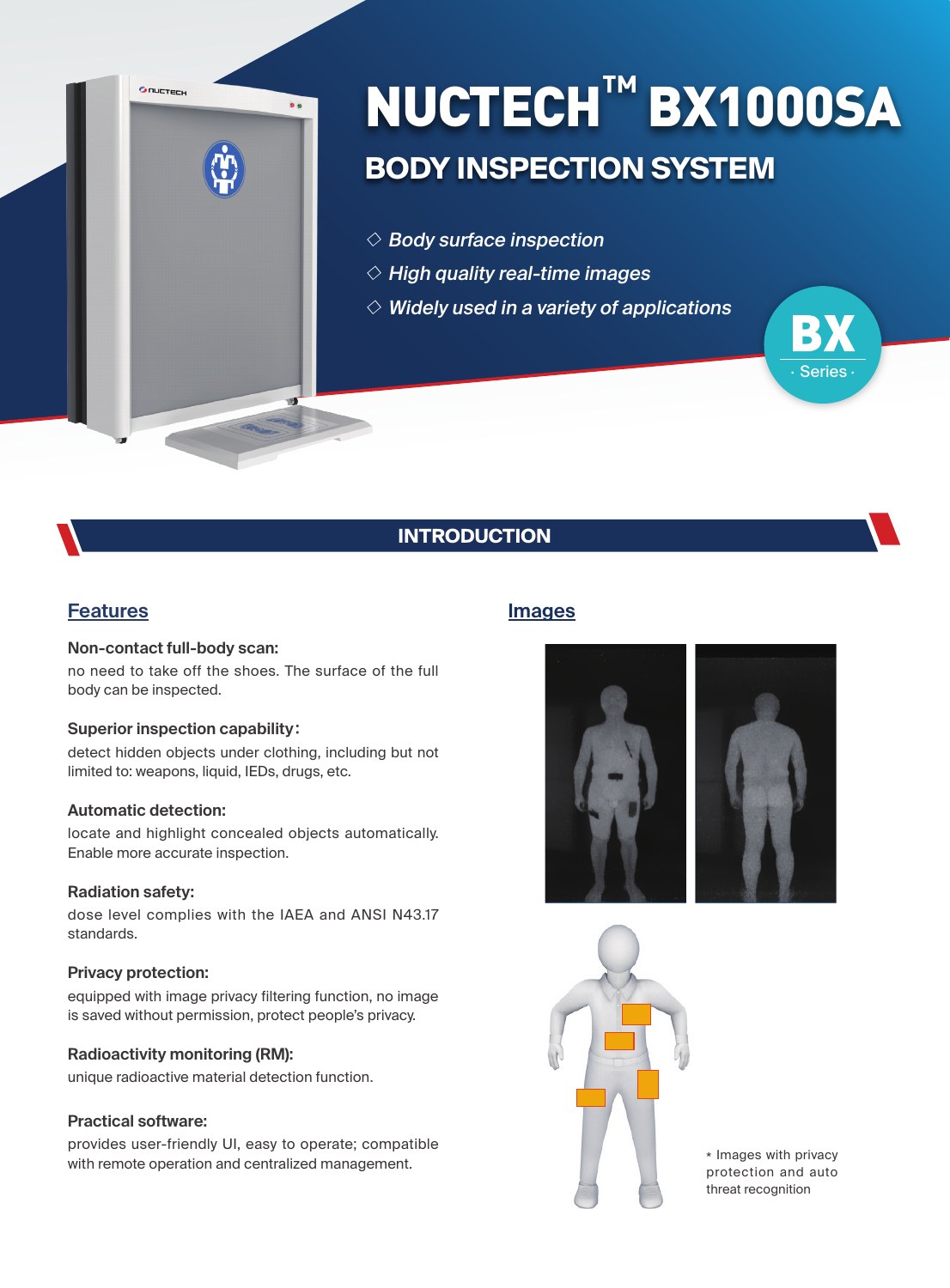# NUCTECH™ BX1000SA

## BODY INSPECTION SYSTEM

- Body surface inspection
- High quality real-time images
- Widely used in a variety of applications

BX · Series ·

## INTRODUCTION

### Features

**Non-contact full-body scan:**
no need to take off the shoes. The surface of the full body can be inspected.

**Superior inspection capability:**
detect hidden objects under clothing, including but not limited to: weapons, liquid, IEDs, drugs, etc.

**Automatic detection:**
locate and highlight concealed objects automatically. Enable more accurate inspection.

**Radiation safety:**
dose level complies with the IAEA and ANSI N43.17 standards.

**Privacy protection:**
equipped with image privacy filtering function, no image is saved without permission, protect people's privacy.

**Radioactivity monitoring (RM):**
unique radioactive material detection function.

**Practical software:**
provides user-friendly UI, easy to operate; compatible with remote operation and centralized management.

### Images

* Images with privacy protection and auto threat recognition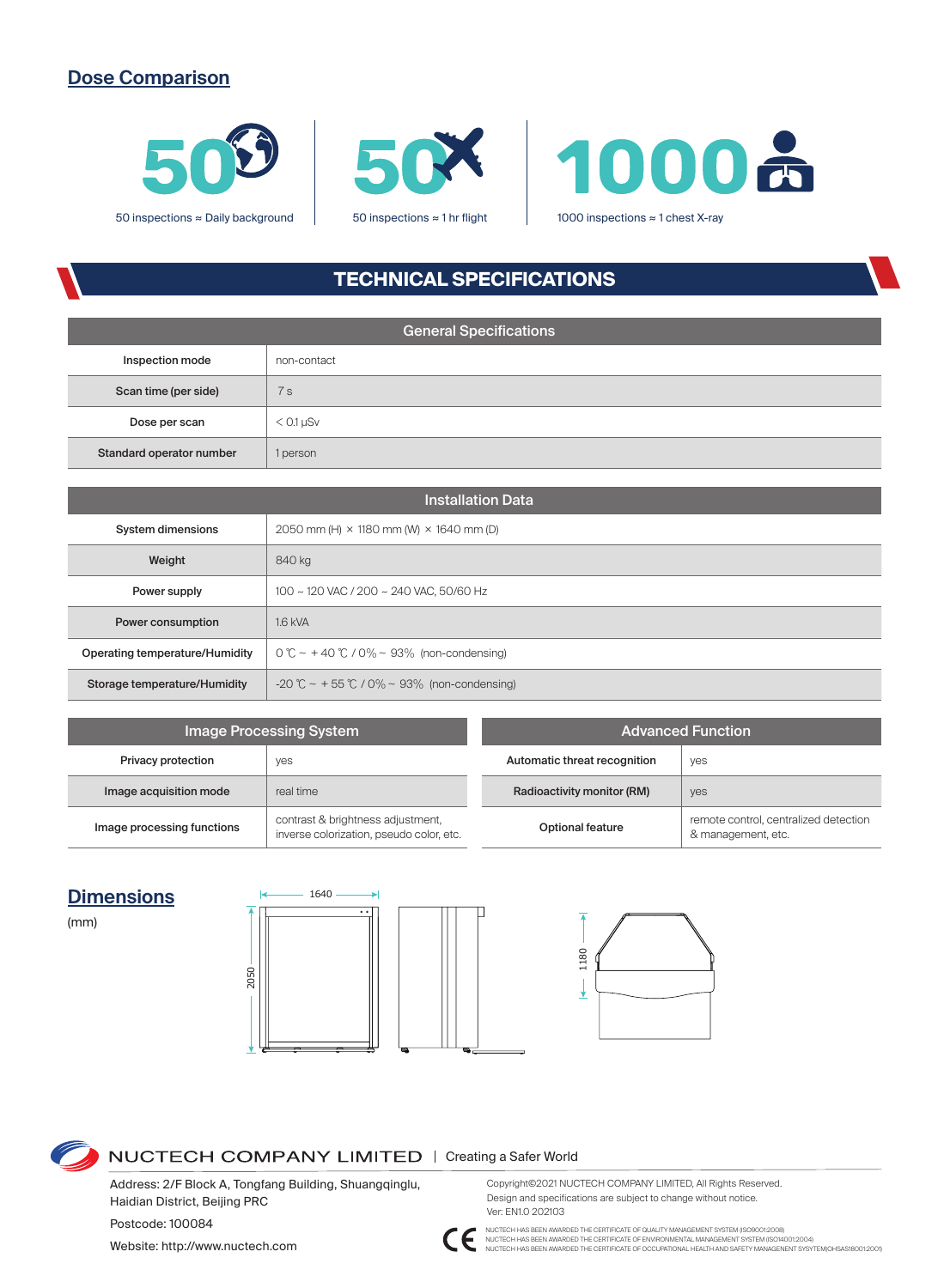## Dose Comparison

50
50 inspections ≈ Daily background

50
50 inspections ≈ 1 hr flight

1000
1000 inspections ≈ 1 chest X-ray

# TECHNICAL SPECIFICATIONS

| General Specifications | |
|---|---|
| Inspection mode | non-contact |
| Scan time (per side) | 7 s |
| Dose per scan | < 0.1 μSv |
| Standard operator number | 1 person |

| Installation Data | |
|---|---|
| System dimensions | 2050 mm (H) × 1180 mm (W) × 1640 mm (D) |
| Weight | 840 kg |
| Power supply | 100 ~ 120 VAC / 200 ~ 240 VAC, 50/60 Hz |
| Power consumption | 1.6 kVA |
| Operating temperature/Humidity | 0 ℃ ~ + 40 ℃ / 0% ~ 93% (non-condensing) |
| Storage temperature/Humidity | -20 ℃ ~ + 55 ℃ / 0% ~ 93% (non-condensing) |

| Image Processing System | |
|---|---|
| Privacy protection | yes |
| Image acquisition mode | real time |
| Image processing functions | contrast & brightness adjustment, inverse colorization, pseudo color, etc. |

| Advanced Function | |
|---|---|
| Automatic threat recognition | yes |
| Radioactivity monitor (RM) | yes |
| Optional feature | remote control, centralized detection & management, etc. |

## Dimensions

(mm)

1640

2050

1180

NUCTECH COMPANY LIMITED | Creating a Safer World

Address: 2/F Block A, Tongfang Building, Shuangqinglu, Haidian District, Beijing PRC

Postcode: 100084

Website: http://www.nuctech.com

Copyright©2021 NUCTECH COMPANY LIMITED, All Rights Reserved.
Design and specifications are subject to change without notice.
Ver: EN1.0 202103

NUCTECH HAS BEEN AWARDED THE CERTIFICATE OF QUALITY MANAGEMENT SYSTEM (ISO9001:2008)
NUCTECH HAS BEEN AWARDED THE CERTIFICATE OF ENVIRONMENTAL MANAGEMENT SYSTEM (ISO14001:2004)
NUCTECH HAS BEEN AWARDED THE CERTIFICATE OF OCCUPATIONAL HEALTH AND SAFETY MANAGEMENT SYSYTEM(OHSAS18001:2001)